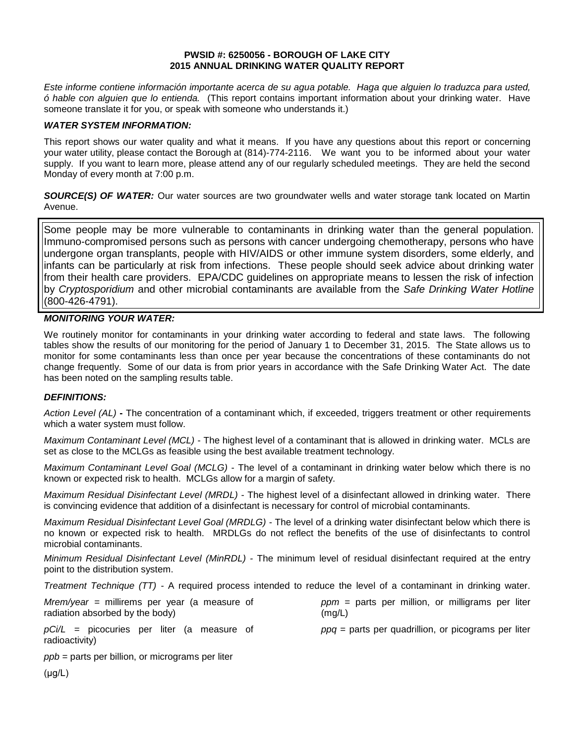**PWSID #: 6250056 - BOROUGH OF LAKE CITY**
**2015 ANNUAL DRINKING WATER QUALITY REPORT**

*Este informe contiene información importante acerca de su agua potable. Haga que alguien lo traduzca para usted, ó hable con alguien que lo entienda.* (This report contains important information about your drinking water. Have someone translate it for you, or speak with someone who understands it.)

***WATER SYSTEM INFORMATION:***

This report shows our water quality and what it means. If you have any questions about this report or concerning your water utility, please contact the Borough at (814)-774-2116. We want you to be informed about your water supply. If you want to learn more, please attend any of our regularly scheduled meetings. They are held the second Monday of every month at 7:00 p.m.

***SOURCE(S) OF WATER:*** Our water sources are two groundwater wells and water storage tank located on Martin Avenue.

Some people may be more vulnerable to contaminants in drinking water than the general population. Immuno-compromised persons such as persons with cancer undergoing chemotherapy, persons who have undergone organ transplants, people with HIV/AIDS or other immune system disorders, some elderly, and infants can be particularly at risk from infections. These people should seek advice about drinking water from their health care providers. EPA/CDC guidelines on appropriate means to lessen the risk of infection by *Cryptosporidium* and other microbial contaminants are available from the *Safe Drinking Water Hotline* (800-426-4791).

***MONITORING YOUR WATER:***

We routinely monitor for contaminants in your drinking water according to federal and state laws. The following tables show the results of our monitoring for the period of January 1 to December 31, 2015. The State allows us to monitor for some contaminants less than once per year because the concentrations of these contaminants do not change frequently. Some of our data is from prior years in accordance with the Safe Drinking Water Act. The date has been noted on the sampling results table.

***DEFINITIONS:***

*Action Level (AL)* **-** The concentration of a contaminant which, if exceeded, triggers treatment or other requirements which a water system must follow.

*Maximum Contaminant Level (MCL)* - The highest level of a contaminant that is allowed in drinking water. MCLs are set as close to the MCLGs as feasible using the best available treatment technology.

*Maximum Contaminant Level Goal (MCLG)* - The level of a contaminant in drinking water below which there is no known or expected risk to health. MCLGs allow for a margin of safety.

*Maximum Residual Disinfectant Level (MRDL)* - The highest level of a disinfectant allowed in drinking water. There is convincing evidence that addition of a disinfectant is necessary for control of microbial contaminants.

*Maximum Residual Disinfectant Level Goal (MRDLG)* - The level of a drinking water disinfectant below which there is no known or expected risk to health. MRDLGs do not reflect the benefits of the use of disinfectants to control microbial contaminants.

*Minimum Residual Disinfectant Level (MinRDL)* - The minimum level of residual disinfectant required at the entry point to the distribution system.

*Treatment Technique (TT)* - A required process intended to reduce the level of a contaminant in drinking water.

*Mrem/year* = millirems per year (a measure of radiation absorbed by the body)

*pCi/L* = picocuries per liter (a measure of radioactivity)

*ppb* = parts per billion, or micrograms per liter (μg/L)

*ppm* = parts per million, or milligrams per liter (mg/L)

*ppq* = parts per quadrillion, or picograms per liter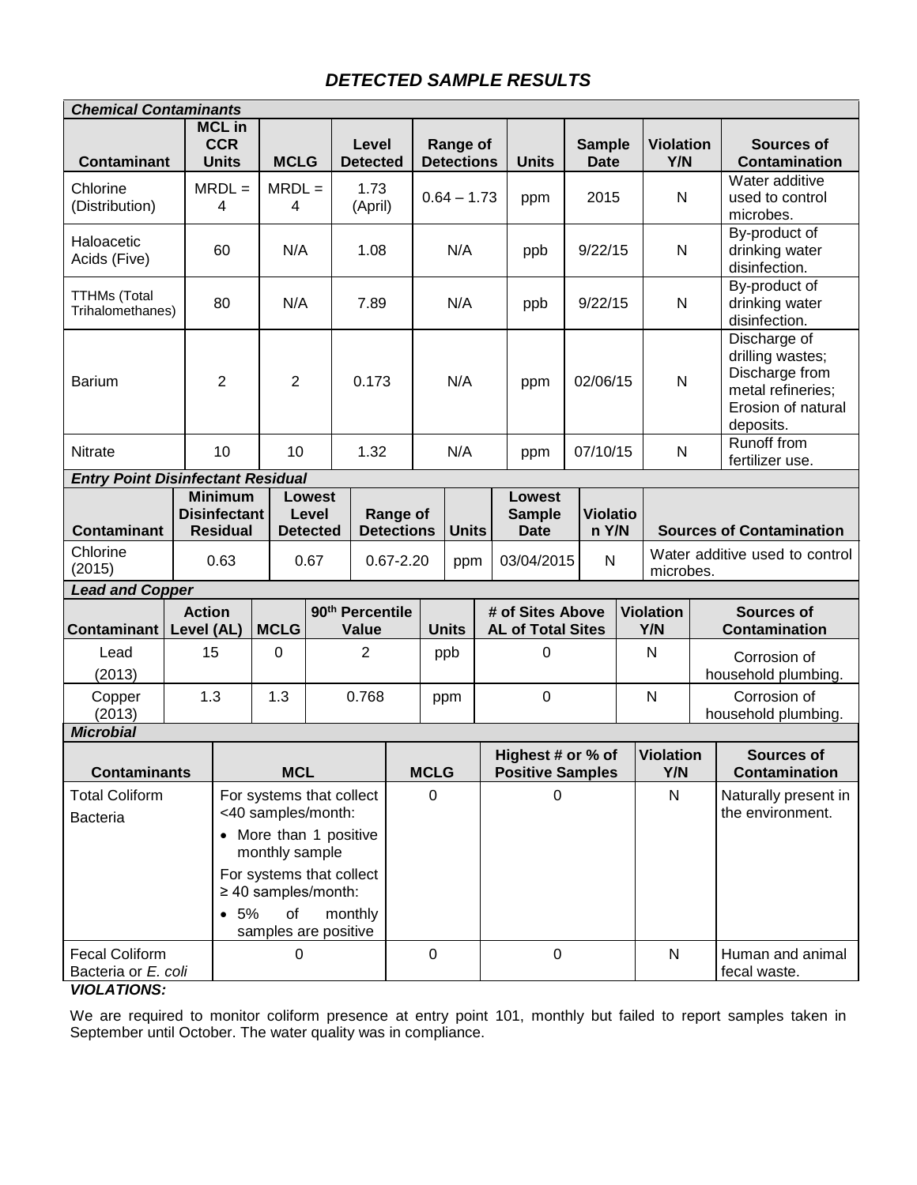## *DETECTED SAMPLE RESULTS*

| ***Chemical Contaminants*** | | | | | | | | |
|---|---|---|---|---|---|---|---|---|
| **Contaminant** | **MCL in CCR Units** | **MCLG** | **Level Detected** | **Range of Detections** | **Units** | **Sample Date** | **Violation Y/N** | **Sources of Contamination** |
| Chlorine (Distribution) | MRDL = 4 | MRDL = 4 | 1.73 (April) | 0.64 – 1.73 | ppm | 2015 | N | Water additive used to control microbes. |
| Haloacetic Acids (Five) | 60 | N/A | 1.08 | N/A | ppb | 9/22/15 | N | By-product of drinking water disinfection. |
| TTHMs (Total Trihalomethanes) | 80 | N/A | 7.89 | N/A | ppb | 9/22/15 | N | By-product of drinking water disinfection. |
| Barium | 2 | 2 | 0.173 | N/A | ppm | 02/06/15 | N | Discharge of drilling wastes; Discharge from metal refineries; Erosion of natural deposits. |
| Nitrate | 10 | 10 | 1.32 | N/A | ppm | 07/10/15 | N | Runoff from fertilizer use. |

| ***Entry Point Disinfectant Residual*** | | | | | | | |
|---|---|---|---|---|---|---|---|
| **Contaminant** | **Minimum Disinfectant Residual** | **Lowest Level Detected** | **Range of Detections** | **Units** | **Lowest Sample Date** | **Violation Y/N** | **Sources of Contamination** |
| Chlorine (2015) | 0.63 | 0.67 | 0.67-2.20 | ppm | 03/04/2015 | N | Water additive used to control microbes. |

| ***Lead and Copper*** | | | | | | | |
|---|---|---|---|---|---|---|---|
| **Contaminant** | **Action Level (AL)** | **MCLG** | **90th Percentile Value** | **Units** | **# of Sites Above AL of Total Sites** | **Violation Y/N** | **Sources of Contamination** |
| Lead (2013) | 15 | 0 | 2 | ppb | 0 | N | Corrosion of household plumbing. |
| Copper (2013) | 1.3 | 1.3 | 0.768 | ppm | 0 | N | Corrosion of household plumbing. |

| ***Microbial*** | | | | | |
|---|---|---|---|---|---|
| **Contaminants** | **MCL** | **MCLG** | **Highest # or % of Positive Samples** | **Violation Y/N** | **Sources of Contamination** |
| Total Coliform Bacteria | For systems that collect <40 samples/month: • More than 1 positive monthly sample For systems that collect ≥ 40 samples/month: • 5% of monthly samples are positive | 0 | 0 | N | Naturally present in the environment. |
| Fecal Coliform Bacteria or *E. coli* | 0 | 0 | 0 | N | Human and animal fecal waste. |

***VIOLATIONS:***

We are required to monitor coliform presence at entry point 101, monthly but failed to report samples taken in September until October. The water quality was in compliance.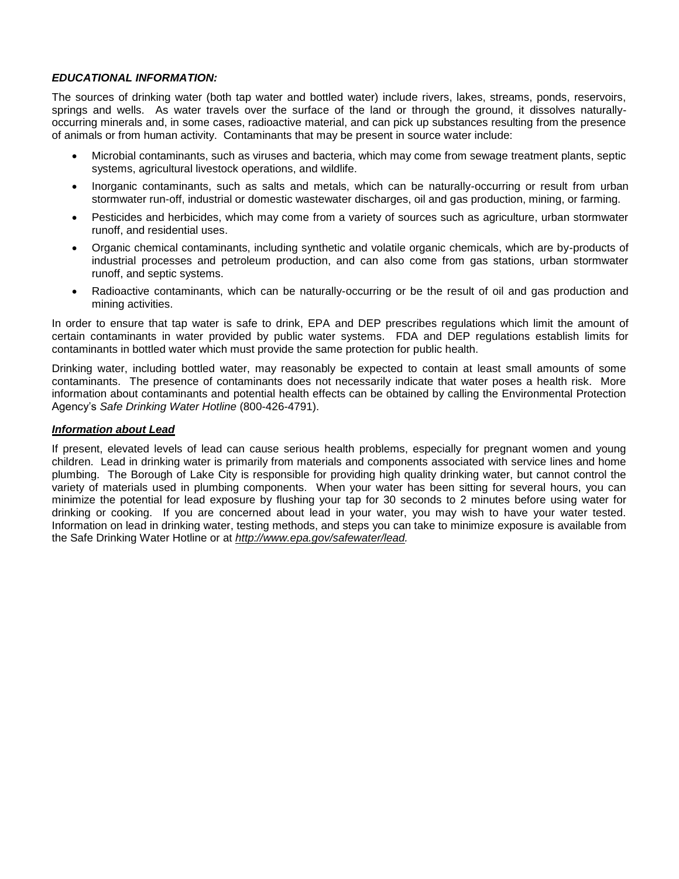***EDUCATIONAL INFORMATION:***

The sources of drinking water (both tap water and bottled water) include rivers, lakes, streams, ponds, reservoirs, springs and wells. As water travels over the surface of the land or through the ground, it dissolves naturally-occurring minerals and, in some cases, radioactive material, and can pick up substances resulting from the presence of animals or from human activity. Contaminants that may be present in source water include:

- Microbial contaminants, such as viruses and bacteria, which may come from sewage treatment plants, septic systems, agricultural livestock operations, and wildlife.
- Inorganic contaminants, such as salts and metals, which can be naturally-occurring or result from urban stormwater run-off, industrial or domestic wastewater discharges, oil and gas production, mining, or farming.
- Pesticides and herbicides, which may come from a variety of sources such as agriculture, urban stormwater runoff, and residential uses.
- Organic chemical contaminants, including synthetic and volatile organic chemicals, which are by-products of industrial processes and petroleum production, and can also come from gas stations, urban stormwater runoff, and septic systems.
- Radioactive contaminants, which can be naturally-occurring or be the result of oil and gas production and mining activities.

In order to ensure that tap water is safe to drink, EPA and DEP prescribes regulations which limit the amount of certain contaminants in water provided by public water systems. FDA and DEP regulations establish limits for contaminants in bottled water which must provide the same protection for public health.

Drinking water, including bottled water, may reasonably be expected to contain at least small amounts of some contaminants. The presence of contaminants does not necessarily indicate that water poses a health risk. More information about contaminants and potential health effects can be obtained by calling the Environmental Protection Agency's *Safe Drinking Water Hotline* (800-426-4791).

***Information about Lead***

If present, elevated levels of lead can cause serious health problems, especially for pregnant women and young children. Lead in drinking water is primarily from materials and components associated with service lines and home plumbing. The Borough of Lake City is responsible for providing high quality drinking water, but cannot control the variety of materials used in plumbing components. When your water has been sitting for several hours, you can minimize the potential for lead exposure by flushing your tap for 30 seconds to 2 minutes before using water for drinking or cooking. If you are concerned about lead in your water, you may wish to have your water tested. Information on lead in drinking water, testing methods, and steps you can take to minimize exposure is available from the Safe Drinking Water Hotline or at *http://www.epa.gov/safewater/lead.*